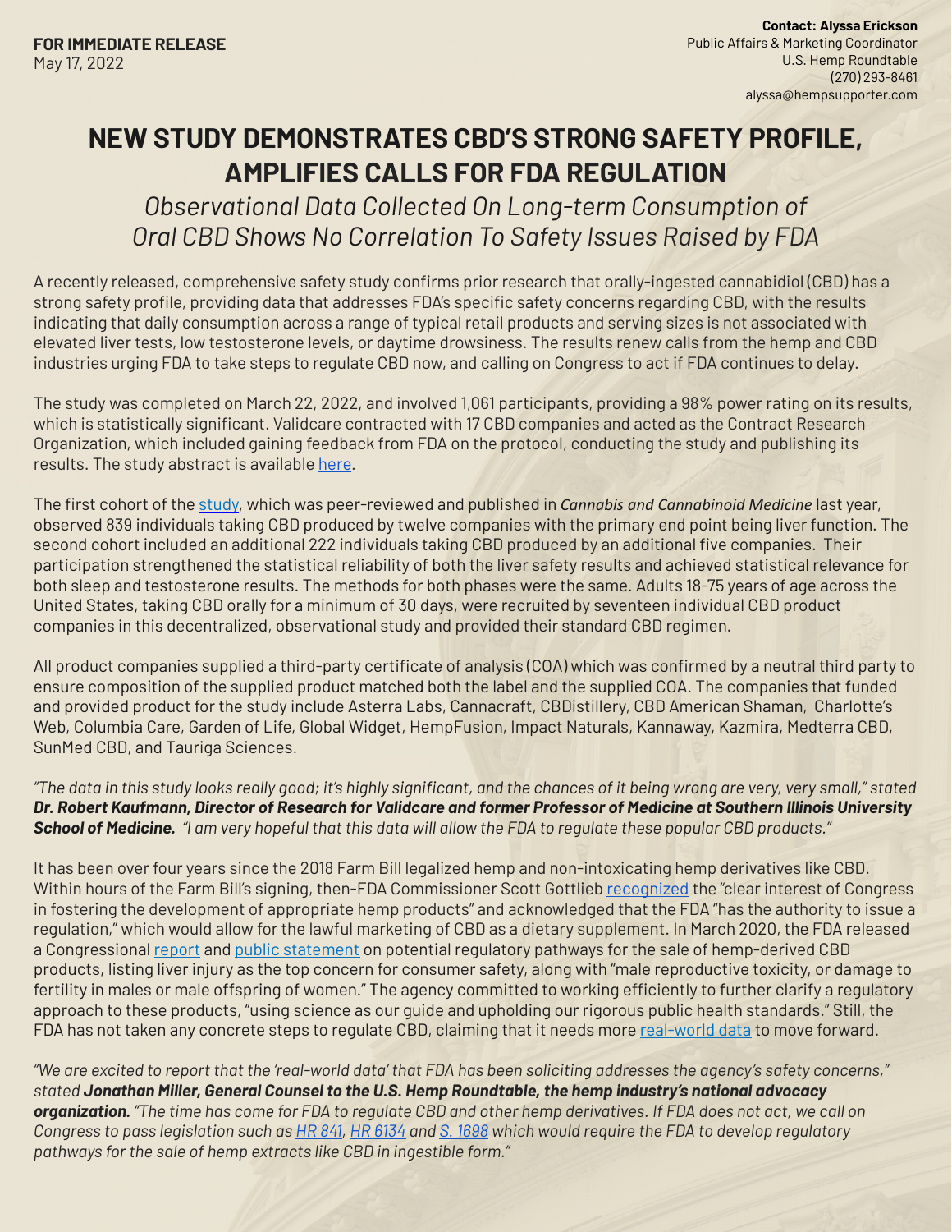**FOR IMMEDIATE RELEASE**
May 17, 2022

**Contact: Alyssa Erickson**
Public Affairs & Marketing Coordinator
U.S. Hemp Roundtable
(270) 293-8461
alyssa@hempsupporter.com

# NEW STUDY DEMONSTRATES CBD'S STRONG SAFETY PROFILE, AMPLIFIES CALLS FOR FDA REGULATION

*Observational Data Collected On Long-term Consumption of Oral CBD Shows No Correlation To Safety Issues Raised by FDA*

A recently released, comprehensive safety study confirms prior research that orally-ingested cannabidiol (CBD) has a strong safety profile, providing data that addresses FDA's specific safety concerns regarding CBD, with the results indicating that daily consumption across a range of typical retail products and serving sizes is not associated with elevated liver tests, low testosterone levels, or daytime drowsiness. The results renew calls from the hemp and CBD industries urging FDA to take steps to regulate CBD now, and calling on Congress to act if FDA continues to delay.

The study was completed on March 22, 2022, and involved 1,061 participants, providing a 98% power rating on its results, which is statistically significant. Validcare contracted with 17 CBD companies and acted as the Contract Research Organization, which included gaining feedback from FDA on the protocol, conducting the study and publishing its results. The study abstract is available here.

The first cohort of the study, which was peer-reviewed and published in *Cannabis and Cannabinoid Medicine* last year, observed 839 individuals taking CBD produced by twelve companies with the primary end point being liver function. The second cohort included an additional 222 individuals taking CBD produced by an additional five companies. Their participation strengthened the statistical reliability of both the liver safety results and achieved statistical relevance for both sleep and testosterone results. The methods for both phases were the same. Adults 18-75 years of age across the United States, taking CBD orally for a minimum of 30 days, were recruited by seventeen individual CBD product companies in this decentralized, observational study and provided their standard CBD regimen.

All product companies supplied a third-party certificate of analysis (COA) which was confirmed by a neutral third party to ensure composition of the supplied product matched both the label and the supplied COA. The companies that funded and provided product for the study include Asterra Labs, Cannacraft, CBDistillery, CBD American Shaman, Charlotte's Web, Columbia Care, Garden of Life, Global Widget, HempFusion, Impact Naturals, Kannaway, Kazmira, Medterra CBD, SunMed CBD, and Tauriga Sciences.

*"The data in this study looks really good; it's highly significant, and the chances of it being wrong are very, very small," stated* ***Dr. Robert Kaufmann, Director of Research for Validcare and former Professor of Medicine at Southern Illinois University School of Medicine.*** *"I am very hopeful that this data will allow the FDA to regulate these popular CBD products."*

It has been over four years since the 2018 Farm Bill legalized hemp and non-intoxicating hemp derivatives like CBD. Within hours of the Farm Bill's signing, then-FDA Commissioner Scott Gottlieb recognized the "clear interest of Congress in fostering the development of appropriate hemp products" and acknowledged that the FDA "has the authority to issue a regulation," which would allow for the lawful marketing of CBD as a dietary supplement. In March 2020, the FDA released a Congressional report and public statement on potential regulatory pathways for the sale of hemp-derived CBD products, listing liver injury as the top concern for consumer safety, along with "male reproductive toxicity, or damage to fertility in males or male offspring of women." The agency committed to working efficiently to further clarify a regulatory approach to these products, "using science as our guide and upholding our rigorous public health standards." Still, the FDA has not taken any concrete steps to regulate CBD, claiming that it needs more real-world data to move forward.

*"We are excited to report that the 'real-world data' that FDA has been soliciting addresses the agency's safety concerns," stated* ***Jonathan Miller, General Counsel to the U.S. Hemp Roundtable, the hemp industry's national advocacy organization.*** *"The time has come for FDA to regulate CBD and other hemp derivatives. If FDA does not act, we call on Congress to pass legislation such as HR 841, HR 6134 and S. 1698 which would require the FDA to develop regulatory pathways for the sale of hemp extracts like CBD in ingestible form."*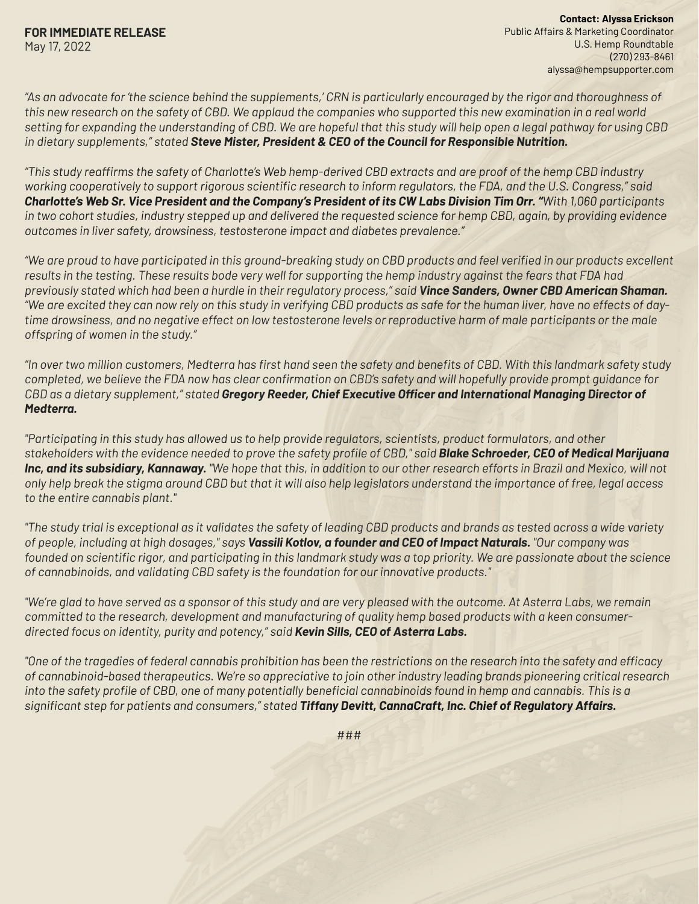**FOR IMMEDIATE RELEASE**
May 17, 2022

**Contact: Alyssa Erickson**
Public Affairs & Marketing Coordinator
U.S. Hemp Roundtable
(270) 293-8461
alyssa@hempsupporter.com

*"As an advocate for 'the science behind the supplements,' CRN is particularly encouraged by the rigor and thoroughness of this new research on the safety of CBD. We applaud the companies who supported this new examination in a real world setting for expanding the understanding of CBD. We are hopeful that this study will help open a legal pathway for using CBD in dietary supplements," stated* ***Steve Mister, President & CEO of the Council for Responsible Nutrition.***

*"This study reaffirms the safety of Charlotte's Web hemp-derived CBD extracts and are proof of the hemp CBD industry working cooperatively to support rigorous scientific research to inform regulators, the FDA, and the U.S. Congress," said* ***Charlotte's Web Sr. Vice President and the Company's President of its CW Labs Division Tim Orr.*** *"With 1,060 participants in two cohort studies, industry stepped up and delivered the requested science for hemp CBD, again, by providing evidence outcomes in liver safety, drowsiness, testosterone impact and diabetes prevalence."*

*"We are proud to have participated in this ground-breaking study on CBD products and feel verified in our products excellent results in the testing. These results bode very well for supporting the hemp industry against the fears that FDA had previously stated which had been a hurdle in their regulatory process," said* ***Vince Sanders, Owner CBD American Shaman.*** *"We are excited they can now rely on this study in verifying CBD products as safe for the human liver, have no effects of day-time drowsiness, and no negative effect on low testosterone levels or reproductive harm of male participants or the male offspring of women in the study."*

*"In over two million customers, Medterra has first hand seen the safety and benefits of CBD. With this landmark safety study completed, we believe the FDA now has clear confirmation on CBD's safety and will hopefully provide prompt guidance for CBD as a dietary supplement," stated* ***Gregory Reeder, Chief Executive Officer and International Managing Director of Medterra.***

*"Participating in this study has allowed us to help provide regulators, scientists, product formulators, and other stakeholders with the evidence needed to prove the safety profile of CBD," said* ***Blake Schroeder, CEO of Medical Marijuana Inc, and its subsidiary, Kannaway.*** *"We hope that this, in addition to our other research efforts in Brazil and Mexico, will not only help break the stigma around CBD but that it will also help legislators understand the importance of free, legal access to the entire cannabis plant."*

*"The study trial is exceptional as it validates the safety of leading CBD products and brands as tested across a wide variety of people, including at high dosages," says* ***Vassili Kotlov, a founder and CEO of Impact Naturals.*** *"Our company was founded on scientific rigor, and participating in this landmark study was a top priority. We are passionate about the science of cannabinoids, and validating CBD safety is the foundation for our innovative products."*

*"We're glad to have served as a sponsor of this study and are very pleased with the outcome. At Asterra Labs, we remain committed to the research, development and manufacturing of quality hemp based products with a keen consumer-directed focus on identity, purity and potency," said* ***Kevin Sills, CEO of Asterra Labs.***

*"One of the tragedies of federal cannabis prohibition has been the restrictions on the research into the safety and efficacy of cannabinoid-based therapeutics. We're so appreciative to join other industry leading brands pioneering critical research into the safety profile of CBD, one of many potentially beneficial cannabinoids found in hemp and cannabis. This is a significant step for patients and consumers," stated* ***Tiffany Devitt, CannaCraft, Inc. Chief of Regulatory Affairs.***

###